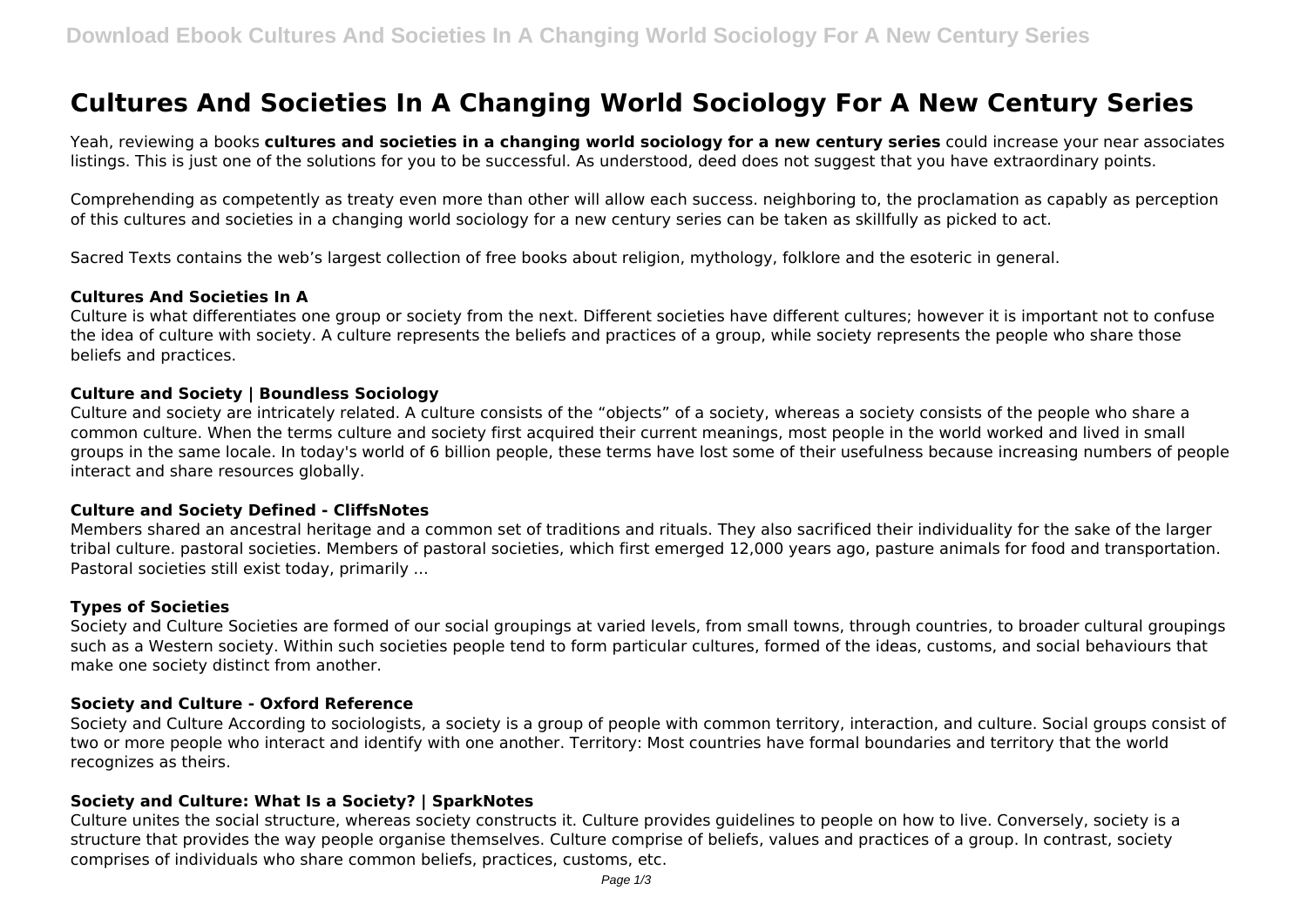# Cultures And Societies In A Changing World Sociology For A New Century Series

Yeah, reviewing a books **cultures and societies in a changing world sociology for a new century series** could increase your near associates listings. This is just one of the solutions for you to be successful. As understood, deed does not suggest that you have extraordinary points.

Comprehending as competently as treaty even more than other will allow each success. neighboring to, the proclamation as capably as perception of this cultures and societies in a changing world sociology for a new century series can be taken as skillfully as picked to act.

Sacred Texts contains the web's largest collection of free books about religion, mythology, folklore and the esoteric in general.

### Cultures And Societies In A

Culture is what differentiates one group or society from the next. Different societies have different cultures; however it is important not to confuse the idea of culture with society. A culture represents the beliefs and practices of a group, while society represents the people who share those beliefs and practices.

### Culture and Society | Boundless Sociology

Culture and society are intricately related. A culture consists of the "objects" of a society, whereas a society consists of the people who share a common culture. When the terms culture and society first acquired their current meanings, most people in the world worked and lived in small groups in the same locale. In today's world of 6 billion people, these terms have lost some of their usefulness because increasing numbers of people interact and share resources globally.

### Culture and Society Defined - CliffsNotes

Members shared an ancestral heritage and a common set of traditions and rituals. They also sacrificed their individuality for the sake of the larger tribal culture. pastoral societies. Members of pastoral societies, which first emerged 12,000 years ago, pasture animals for food and transportation. Pastoral societies still exist today, primarily ...

### Types of Societies

Society and Culture Societies are formed of our social groupings at varied levels, from small towns, through countries, to broader cultural groupings such as a Western society. Within such societies people tend to form particular cultures, formed of the ideas, customs, and social behaviours that make one society distinct from another.

### Society and Culture - Oxford Reference

Society and Culture According to sociologists, a society is a group of people with common territory, interaction, and culture. Social groups consist of two or more people who interact and identify with one another. Territory: Most countries have formal boundaries and territory that the world recognizes as theirs.

### Society and Culture: What Is a Society? | SparkNotes

Culture unites the social structure, whereas society constructs it. Culture provides guidelines to people on how to live. Conversely, society is a structure that provides the way people organise themselves. Culture comprise of beliefs, values and practices of a group. In contrast, society comprises of individuals who share common beliefs, practices, customs, etc.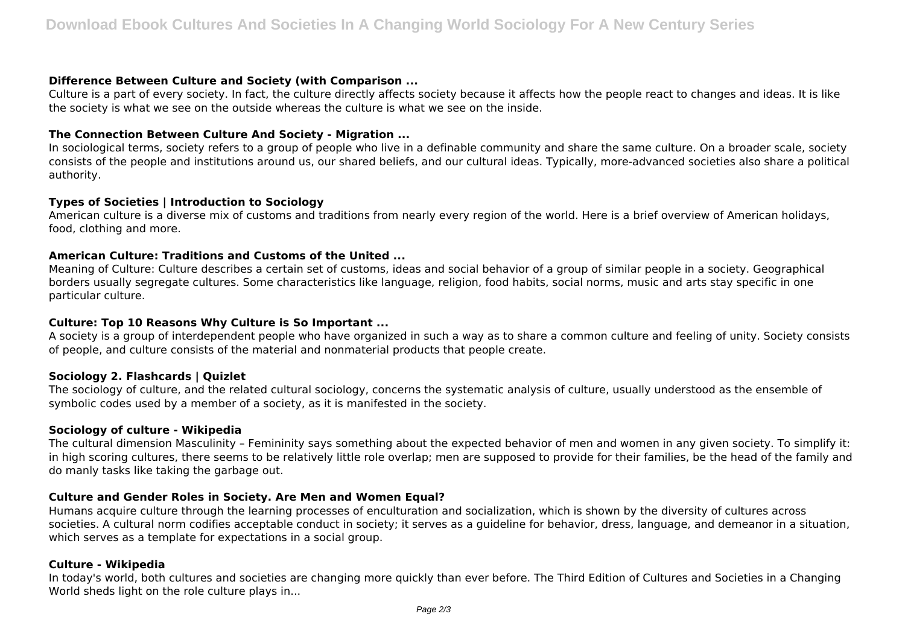### Difference Between Culture and Society (with Comparison ...

Culture is a part of every society. In fact, the culture directly affects society because it affects how the people react to changes and ideas. It is like the society is what we see on the outside whereas the culture is what we see on the inside.

### The Connection Between Culture And Society - Migration ...

In sociological terms, society refers to a group of people who live in a definable community and share the same culture. On a broader scale, society consists of the people and institutions around us, our shared beliefs, and our cultural ideas. Typically, more-advanced societies also share a political authority.

### Types of Societies | Introduction to Sociology

American culture is a diverse mix of customs and traditions from nearly every region of the world. Here is a brief overview of American holidays, food, clothing and more.

### American Culture: Traditions and Customs of the United ...

Meaning of Culture: Culture describes a certain set of customs, ideas and social behavior of a group of similar people in a society. Geographical borders usually segregate cultures. Some characteristics like language, religion, food habits, social norms, music and arts stay specific in one particular culture.

### Culture: Top 10 Reasons Why Culture is So Important ...

A society is a group of interdependent people who have organized in such a way as to share a common culture and feeling of unity. Society consists of people, and culture consists of the material and nonmaterial products that people create.

### Sociology 2. Flashcards | Quizlet

The sociology of culture, and the related cultural sociology, concerns the systematic analysis of culture, usually understood as the ensemble of symbolic codes used by a member of a society, as it is manifested in the society.

### Sociology of culture - Wikipedia

The cultural dimension Masculinity – Femininity says something about the expected behavior of men and women in any given society. To simplify it: in high scoring cultures, there seems to be relatively little role overlap; men are supposed to provide for their families, be the head of the family and do manly tasks like taking the garbage out.

### Culture and Gender Roles in Society. Are Men and Women Equal?

Humans acquire culture through the learning processes of enculturation and socialization, which is shown by the diversity of cultures across societies. A cultural norm codifies acceptable conduct in society; it serves as a guideline for behavior, dress, language, and demeanor in a situation, which serves as a template for expectations in a social group.

### Culture - Wikipedia

In today's world, both cultures and societies are changing more quickly than ever before. The Third Edition of Cultures and Societies in a Changing World sheds light on the role culture plays in...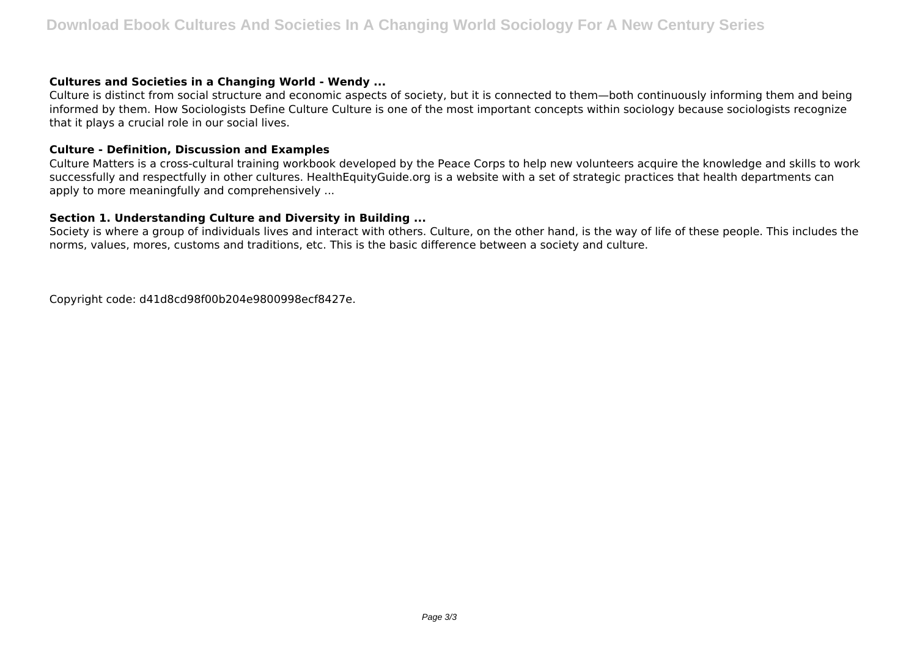**Cultures and Societies in a Changing World - Wendy ...**

Culture is distinct from social structure and economic aspects of society, but it is connected to them—both continuously informing them and being informed by them. How Sociologists Define Culture Culture is one of the most important concepts within sociology because sociologists recognize that it plays a crucial role in our social lives.

**Culture - Definition, Discussion and Examples**

Culture Matters is a cross-cultural training workbook developed by the Peace Corps to help new volunteers acquire the knowledge and skills to work successfully and respectfully in other cultures. HealthEquityGuide.org is a website with a set of strategic practices that health departments can apply to more meaningfully and comprehensively ...

**Section 1. Understanding Culture and Diversity in Building ...**

Society is where a group of individuals lives and interact with others. Culture, on the other hand, is the way of life of these people. This includes the norms, values, mores, customs and traditions, etc. This is the basic difference between a society and culture.

Copyright code: d41d8cd98f00b204e9800998ecf8427e.